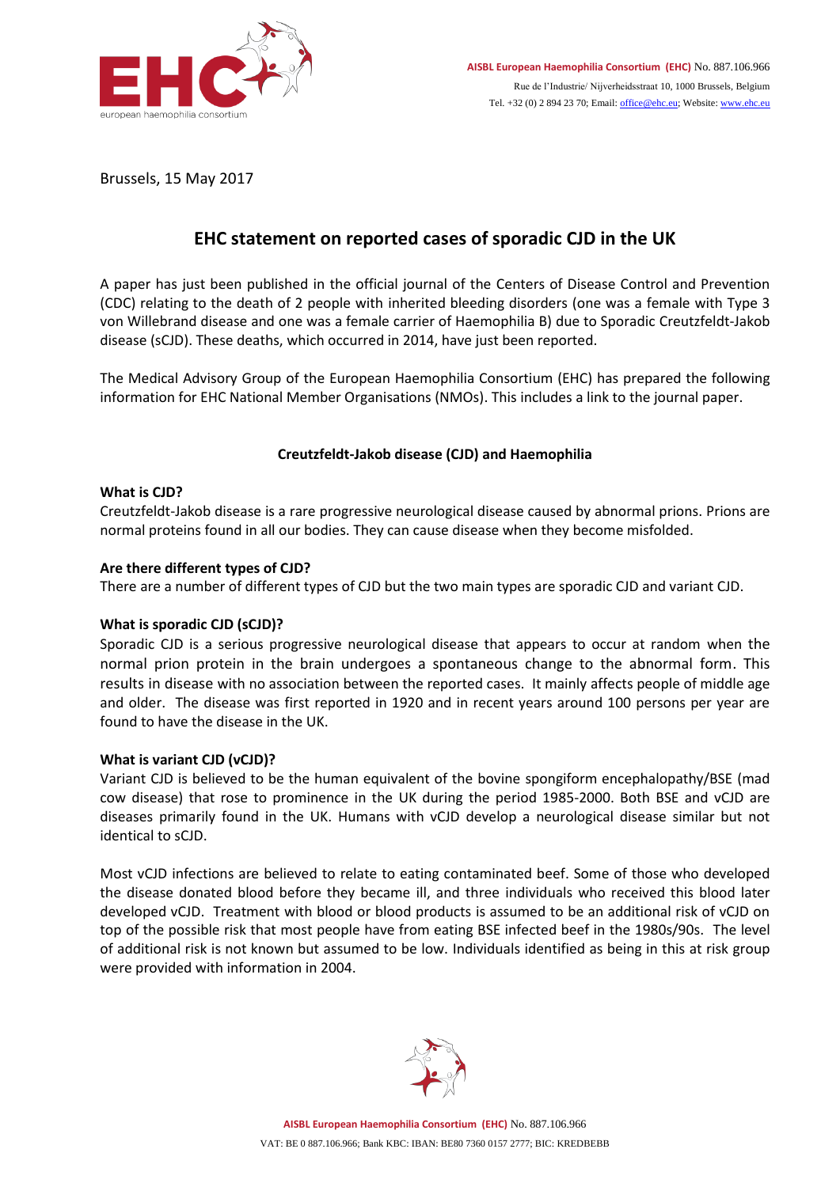Brussels, 15 May 2017

# EHC statement on reported cases of sporadic CJD in the UK

A paper has just been published in the official journal of the Centers of Disease Control and Prevention (CDC) relating to the death of 2 people with inherited bleeding disorders (one was a female with Type 3 von Willebrand disease and one was a female carrier of Haemophilia B) due to Sporadic Creutzfeldt-Jakob disease (sCJD). These deaths, which occurred in 2014, have just been reported.

The Medical Advisory Group of the European Haemophilia Consortium (EHC) has prepared the following information for EHC National Member Organisations (NMOs). This includes a link to the journal paper.

## Creutzfeldt-Jakob disease (CJD) and Haemophilia

**What is CJD?**

Creutzfeldt-Jakob disease is a rare progressive neurological disease caused by abnormal prions. Prions are normal proteins found in all our bodies. They can cause disease when they become misfolded.

**Are there different types of CJD?**

There are a number of different types of CJD but the two main types are sporadic CJD and variant CJD.

**What is sporadic CJD (sCJD)?**

Sporadic CJD is a serious progressive neurological disease that appears to occur at random when the normal prion protein in the brain undergoes a spontaneous change to the abnormal form. This results in disease with no association between the reported cases. It mainly affects people of middle age and older. The disease was first reported in 1920 and in recent years around 100 persons per year are found to have the disease in the UK.

**What is variant CJD (vCJD)?**

Variant CJD is believed to be the human equivalent of the bovine spongiform encephalopathy/BSE (mad cow disease) that rose to prominence in the UK during the period 1985-2000. Both BSE and vCJD are diseases primarily found in the UK. Humans with vCJD develop a neurological disease similar but not identical to sCJD.

Most vCJD infections are believed to relate to eating contaminated beef. Some of those who developed the disease donated blood before they became ill, and three individuals who received this blood later developed vCJD. Treatment with blood or blood products is assumed to be an additional risk of vCJD on top of the possible risk that most people have from eating BSE infected beef in the 1980s/90s. The level of additional risk is not known but assumed to be low. Individuals identified as being in this at risk group were provided with information in 2004.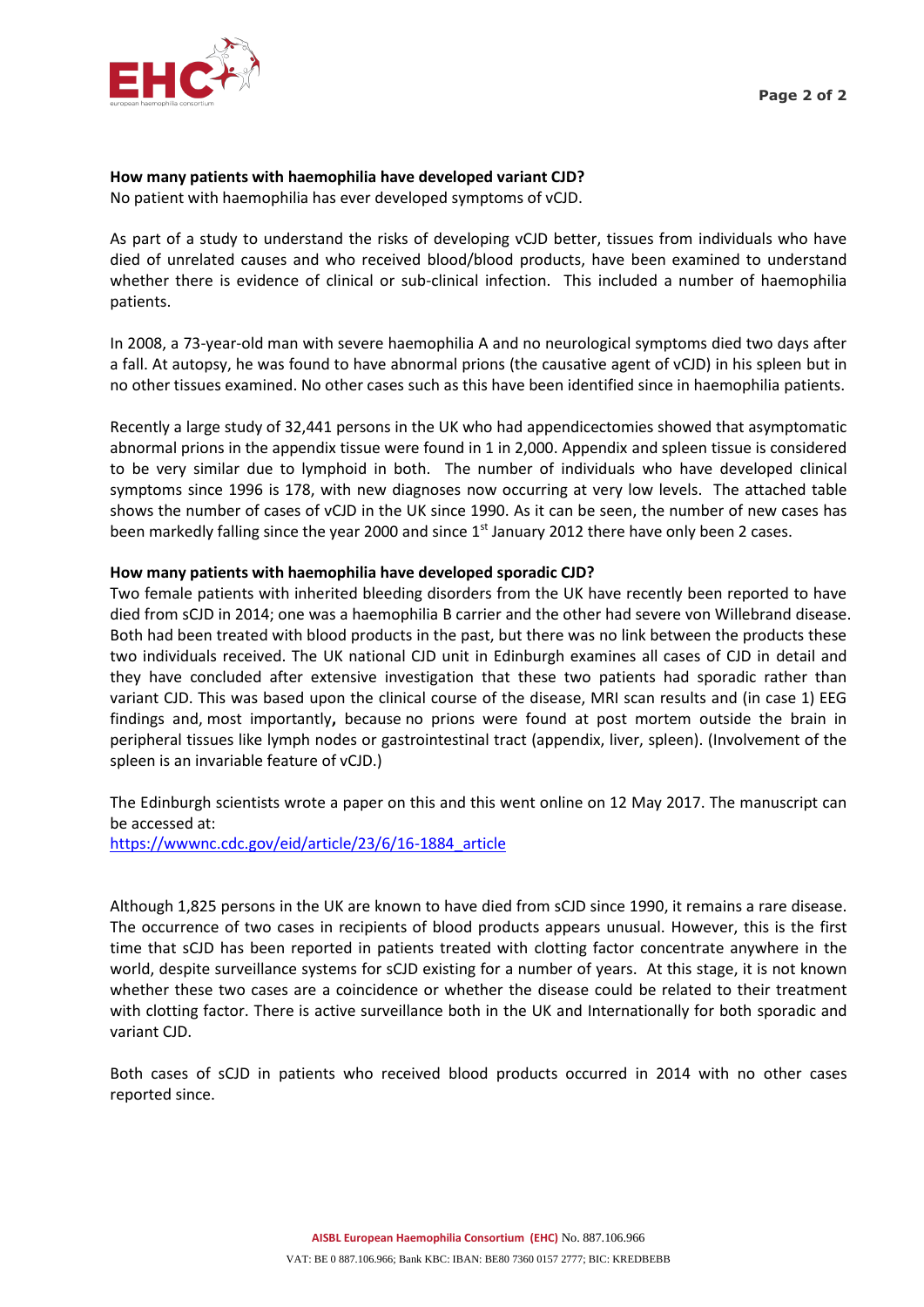**How many patients with haemophilia have developed variant CJD?**

No patient with haemophilia has ever developed symptoms of vCJD.

As part of a study to understand the risks of developing vCJD better, tissues from individuals who have died of unrelated causes and who received blood/blood products, have been examined to understand whether there is evidence of clinical or sub-clinical infection. This included a number of haemophilia patients.

In 2008, a 73-year-old man with severe haemophilia A and no neurological symptoms died two days after a fall. At autopsy, he was found to have abnormal prions (the causative agent of vCJD) in his spleen but in no other tissues examined. No other cases such as this have been identified since in haemophilia patients.

Recently a large study of 32,441 persons in the UK who had appendicectomies showed that asymptomatic abnormal prions in the appendix tissue were found in 1 in 2,000. Appendix and spleen tissue is considered to be very similar due to lymphoid in both. The number of individuals who have developed clinical symptoms since 1996 is 178, with new diagnoses now occurring at very low levels. The attached table shows the number of cases of vCJD in the UK since 1990. As it can be seen, the number of new cases has been markedly falling since the year 2000 and since 1st January 2012 there have only been 2 cases.

**How many patients with haemophilia have developed sporadic CJD?**

Two female patients with inherited bleeding disorders from the UK have recently been reported to have died from sCJD in 2014; one was a haemophilia B carrier and the other had severe von Willebrand disease. Both had been treated with blood products in the past, but there was no link between the products these two individuals received. The UK national CJD unit in Edinburgh examines all cases of CJD in detail and they have concluded after extensive investigation that these two patients had sporadic rather than variant CJD. This was based upon the clinical course of the disease, MRI scan results and (in case 1) EEG findings and, most importantly**,** because no prions were found at post mortem outside the brain in peripheral tissues like lymph nodes or gastrointestinal tract (appendix, liver, spleen). (Involvement of the spleen is an invariable feature of vCJD.)

The Edinburgh scientists wrote a paper on this and this went online on 12 May 2017. The manuscript can be accessed at:

https://wwwnc.cdc.gov/eid/article/23/6/16-1884_article

Although 1,825 persons in the UK are known to have died from sCJD since 1990, it remains a rare disease. The occurrence of two cases in recipients of blood products appears unusual. However, this is the first time that sCJD has been reported in patients treated with clotting factor concentrate anywhere in the world, despite surveillance systems for sCJD existing for a number of years. At this stage, it is not known whether these two cases are a coincidence or whether the disease could be related to their treatment with clotting factor. There is active surveillance both in the UK and Internationally for both sporadic and variant CJD.

Both cases of sCJD in patients who received blood products occurred in 2014 with no other cases reported since.

**AISBL European Haemophilia Consortium (EHC)** No. 887.106.966

VAT: BE 0 887.106.966; Bank KBC: IBAN: BE80 7360 0157 2777; BIC: KREDBEBB